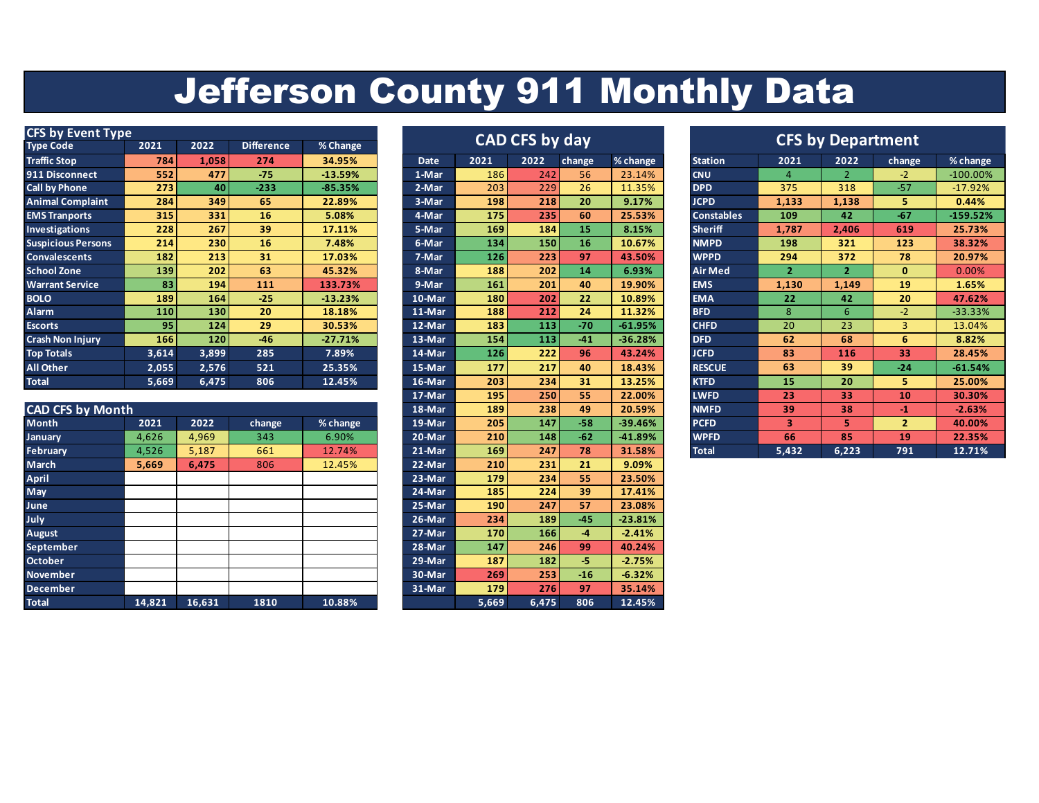# Jefferson County 911 Monthly Data

## CFS by Event Type

| Type Code | 2021 | 2022 | Difference | % Change |
|---|---|---|---|---|
| Traffic Stop | 784 | 1,058 | 274 | 34.95% |
| 911 Disconnect | 552 | 477 | -75 | -13.59% |
| Call by Phone | 273 | 40 | -233 | -85.35% |
| Animal Complaint | 284 | 349 | 65 | 22.89% |
| EMS Tranports | 315 | 331 | 16 | 5.08% |
| Investigations | 228 | 267 | 39 | 17.11% |
| Suspicious Persons | 214 | 230 | 16 | 7.48% |
| Convalescents | 182 | 213 | 31 | 17.03% |
| School Zone | 139 | 202 | 63 | 45.32% |
| Warrant Service | 83 | 194 | 111 | 133.73% |
| BOLO | 189 | 164 | -25 | -13.23% |
| Alarm | 110 | 130 | 20 | 18.18% |
| Escorts | 95 | 124 | 29 | 30.53% |
| Crash Non Injury | 166 | 120 | -46 | -27.71% |
| Top Totals | 3,614 | 3,899 | 285 | 7.89% |
| All Other | 2,055 | 2,576 | 521 | 25.35% |
| Total | 5,669 | 6,475 | 806 | 12.45% |

## CAD CFS by Month

| Month | 2021 | 2022 | change | % change |
|---|---|---|---|---|
| January | 4,626 | 4,969 | 343 | 6.90% |
| February | 4,526 | 5,187 | 661 | 12.74% |
| March | 5,669 | 6,475 | 806 | 12.45% |
| April | | | | |
| May | | | | |
| June | | | | |
| July | | | | |
| August | | | | |
| September | | | | |
| October | | | | |
| November | | | | |
| December | | | | |
| Total | 14,821 | 16,631 | 1810 | 10.88% |

## CAD CFS by day

| Date | 2021 | 2022 | change | % change |
|---|---|---|---|---|
| 1-Mar | 186 | 242 | 56 | 23.14% |
| 2-Mar | 203 | 229 | 26 | 11.35% |
| 3-Mar | 198 | 218 | 20 | 9.17% |
| 4-Mar | 175 | 235 | 60 | 25.53% |
| 5-Mar | 169 | 184 | 15 | 8.15% |
| 6-Mar | 134 | 150 | 16 | 10.67% |
| 7-Mar | 126 | 223 | 97 | 43.50% |
| 8-Mar | 188 | 202 | 14 | 6.93% |
| 9-Mar | 161 | 201 | 40 | 19.90% |
| 10-Mar | 180 | 202 | 22 | 10.89% |
| 11-Mar | 188 | 212 | 24 | 11.32% |
| 12-Mar | 183 | 113 | -70 | -61.95% |
| 13-Mar | 154 | 113 | -41 | -36.28% |
| 14-Mar | 126 | 222 | 96 | 43.24% |
| 15-Mar | 177 | 217 | 40 | 18.43% |
| 16-Mar | 203 | 234 | 31 | 13.25% |
| 17-Mar | 195 | 250 | 55 | 22.00% |
| 18-Mar | 189 | 238 | 49 | 20.59% |
| 19-Mar | 205 | 147 | -58 | -39.46% |
| 20-Mar | 210 | 148 | -62 | -41.89% |
| 21-Mar | 169 | 247 | 78 | 31.58% |
| 22-Mar | 210 | 231 | 21 | 9.09% |
| 23-Mar | 179 | 234 | 55 | 23.50% |
| 24-Mar | 185 | 224 | 39 | 17.41% |
| 25-Mar | 190 | 247 | 57 | 23.08% |
| 26-Mar | 234 | 189 | -45 | -23.81% |
| 27-Mar | 170 | 166 | -4 | -2.41% |
| 28-Mar | 147 | 246 | 99 | 40.24% |
| 29-Mar | 187 | 182 | -5 | -2.75% |
| 30-Mar | 269 | 253 | -16 | -6.32% |
| 31-Mar | 179 | 276 | 97 | 35.14% |
| | 5,669 | 6,475 | 806 | 12.45% |

## CFS by Department

| Station | 2021 | 2022 | change | % change |
|---|---|---|---|---|
| CNU | 4 | 2 | -2 | -100.00% |
| DPD | 375 | 318 | -57 | -17.92% |
| JCPD | 1,133 | 1,138 | 5 | 0.44% |
| Constables | 109 | 42 | -67 | -159.52% |
| Sheriff | 1,787 | 2,406 | 619 | 25.73% |
| NMPD | 198 | 321 | 123 | 38.32% |
| WPPD | 294 | 372 | 78 | 20.97% |
| Air Med | 2 | 2 | 0 | 0.00% |
| EMS | 1,130 | 1,149 | 19 | 1.65% |
| EMA | 22 | 42 | 20 | 47.62% |
| BFD | 8 | 6 | -2 | -33.33% |
| CHFD | 20 | 23 | 3 | 13.04% |
| DFD | 62 | 68 | 6 | 8.82% |
| JCFD | 83 | 116 | 33 | 28.45% |
| RESCUE | 63 | 39 | -24 | -61.54% |
| KTFD | 15 | 20 | 5 | 25.00% |
| LWFD | 23 | 33 | 10 | 30.30% |
| NMFD | 39 | 38 | -1 | -2.63% |
| PCFD | 3 | 5 | 2 | 40.00% |
| WPFD | 66 | 85 | 19 | 22.35% |
| Total | 5,432 | 6,223 | 791 | 12.71% |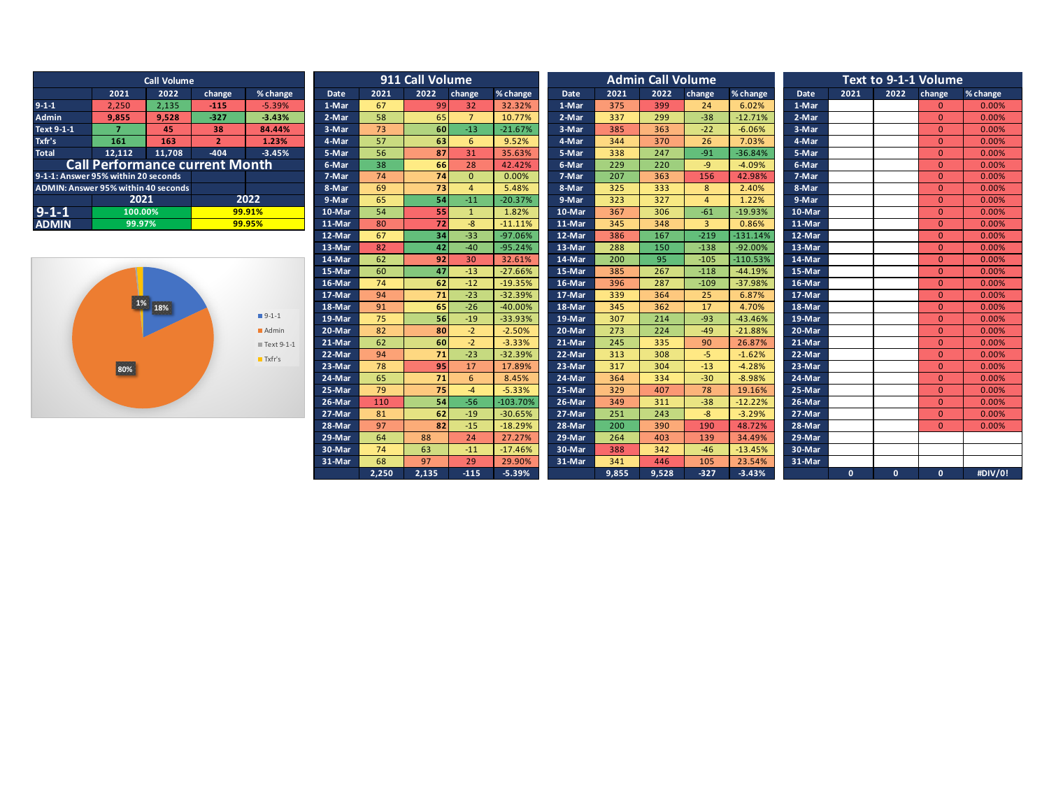| Call Volume | 2021 | 2022 | change | % change |
|---|---|---|---|---|
| 9-1-1 | 2,250 | 2,135 | -115 | -5.39% |
| Admin | 9,855 | 9,528 | -327 | -3.43% |
| Text 9-1-1 | 7 | 45 | 38 | 84.44% |
| Txfr's | 161 | 163 | 2 | 1.23% |
| Total | 12,112 | 11,708 | -404 | -3.45% |

## Call Performance current Month

9-1-1: Answer 95% within 20 seconds

ADMIN: Answer 95% within 40 seconds

| | 2021 | 2022 |
|---|---|---|
| 9-1-1 | 100.00% | 99.91% |
| ADMIN | 99.97% | 99.95% |

Chart legend: 9-1-1 (18%), Admin (80%), Text 9-1-1, Txfr's (1%)

## 911 Call Volume

| Date | 2021 | 2022 | change | % change |
|---|---|---|---|---|
| 1-Mar | 67 | 99 | 32 | 32.32% |
| 2-Mar | 58 | 65 | 7 | 10.77% |
| 3-Mar | 73 | 60 | -13 | -21.67% |
| 4-Mar | 57 | 63 | 6 | 9.52% |
| 5-Mar | 56 | 87 | 31 | 35.63% |
| 6-Mar | 38 | 66 | 28 | 42.42% |
| 7-Mar | 74 | 74 | 0 | 0.00% |
| 8-Mar | 69 | 73 | 4 | 5.48% |
| 9-Mar | 65 | 54 | -11 | -20.37% |
| 10-Mar | 54 | 55 | 1 | 1.82% |
| 11-Mar | 80 | 72 | -8 | -11.11% |
| 12-Mar | 67 | 34 | -33 | -97.06% |
| 13-Mar | 82 | 42 | -40 | -95.24% |
| 14-Mar | 62 | 92 | 30 | 32.61% |
| 15-Mar | 60 | 47 | -13 | -27.66% |
| 16-Mar | 74 | 62 | -12 | -19.35% |
| 17-Mar | 94 | 71 | -23 | -32.39% |
| 18-Mar | 91 | 65 | -26 | -40.00% |
| 19-Mar | 75 | 56 | -19 | -33.93% |
| 20-Mar | 82 | 80 | -2 | -2.50% |
| 21-Mar | 62 | 60 | -2 | -3.33% |
| 22-Mar | 94 | 71 | -23 | -32.39% |
| 23-Mar | 78 | 95 | 17 | 17.89% |
| 24-Mar | 65 | 71 | 6 | 8.45% |
| 25-Mar | 79 | 75 | -4 | -5.33% |
| 26-Mar | 110 | 54 | -56 | -103.70% |
| 27-Mar | 81 | 62 | -19 | -30.65% |
| 28-Mar | 97 | 82 | -15 | -18.29% |
| 29-Mar | 64 | 88 | 24 | 27.27% |
| 30-Mar | 74 | 63 | -11 | -17.46% |
| 31-Mar | 68 | 97 | 29 | 29.90% |
| | 2,250 | 2,135 | -115 | -5.39% |

## Admin Call Volume

| Date | 2021 | 2022 | change | % change |
|---|---|---|---|---|
| 1-Mar | 375 | 399 | 24 | 6.02% |
| 2-Mar | 337 | 299 | -38 | -12.71% |
| 3-Mar | 385 | 363 | -22 | -6.06% |
| 4-Mar | 344 | 370 | 26 | 7.03% |
| 5-Mar | 338 | 247 | -91 | -36.84% |
| 6-Mar | 229 | 220 | -9 | -4.09% |
| 7-Mar | 207 | 363 | 156 | 42.98% |
| 8-Mar | 325 | 333 | 8 | 2.40% |
| 9-Mar | 323 | 327 | 4 | 1.22% |
| 10-Mar | 367 | 306 | -61 | -19.93% |
| 11-Mar | 345 | 348 | 3 | 0.86% |
| 12-Mar | 386 | 167 | -219 | -131.14% |
| 13-Mar | 288 | 150 | -138 | -92.00% |
| 14-Mar | 200 | 95 | -105 | -110.53% |
| 15-Mar | 385 | 267 | -118 | -44.19% |
| 16-Mar | 396 | 287 | -109 | -37.98% |
| 17-Mar | 339 | 364 | 25 | 6.87% |
| 18-Mar | 345 | 362 | 17 | 4.70% |
| 19-Mar | 307 | 214 | -93 | -43.46% |
| 20-Mar | 273 | 224 | -49 | -21.88% |
| 21-Mar | 245 | 335 | 90 | 26.87% |
| 22-Mar | 313 | 308 | -5 | -1.62% |
| 23-Mar | 317 | 304 | -13 | -4.28% |
| 24-Mar | 364 | 334 | -30 | -8.98% |
| 25-Mar | 329 | 407 | 78 | 19.16% |
| 26-Mar | 349 | 311 | -38 | -12.22% |
| 27-Mar | 251 | 243 | -8 | -3.29% |
| 28-Mar | 200 | 390 | 190 | 48.72% |
| 29-Mar | 264 | 403 | 139 | 34.49% |
| 30-Mar | 388 | 342 | -46 | -13.45% |
| 31-Mar | 341 | 446 | 105 | 23.54% |
| | 9,855 | 9,528 | -327 | -3.43% |

## Text to 9-1-1 Volume

| Date | 2021 | 2022 | change | % change |
|---|---|---|---|---|
| 1-Mar | | | 0 | 0.00% |
| 2-Mar | | | 0 | 0.00% |
| 3-Mar | | | 0 | 0.00% |
| 4-Mar | | | 0 | 0.00% |
| 5-Mar | | | 0 | 0.00% |
| 6-Mar | | | 0 | 0.00% |
| 7-Mar | | | 0 | 0.00% |
| 8-Mar | | | 0 | 0.00% |
| 9-Mar | | | 0 | 0.00% |
| 10-Mar | | | 0 | 0.00% |
| 11-Mar | | | 0 | 0.00% |
| 12-Mar | | | 0 | 0.00% |
| 13-Mar | | | 0 | 0.00% |
| 14-Mar | | | 0 | 0.00% |
| 15-Mar | | | 0 | 0.00% |
| 16-Mar | | | 0 | 0.00% |
| 17-Mar | | | 0 | 0.00% |
| 18-Mar | | | 0 | 0.00% |
| 19-Mar | | | 0 | 0.00% |
| 20-Mar | | | 0 | 0.00% |
| 21-Mar | | | 0 | 0.00% |
| 22-Mar | | | 0 | 0.00% |
| 23-Mar | | | 0 | 0.00% |
| 24-Mar | | | 0 | 0.00% |
| 25-Mar | | | 0 | 0.00% |
| 26-Mar | | | 0 | 0.00% |
| 27-Mar | | | 0 | 0.00% |
| 28-Mar | | | 0 | 0.00% |
| 29-Mar | | | | |
| 30-Mar | | | | |
| 31-Mar | | | | |
| | 0 | 0 | 0 | #DIV/0! |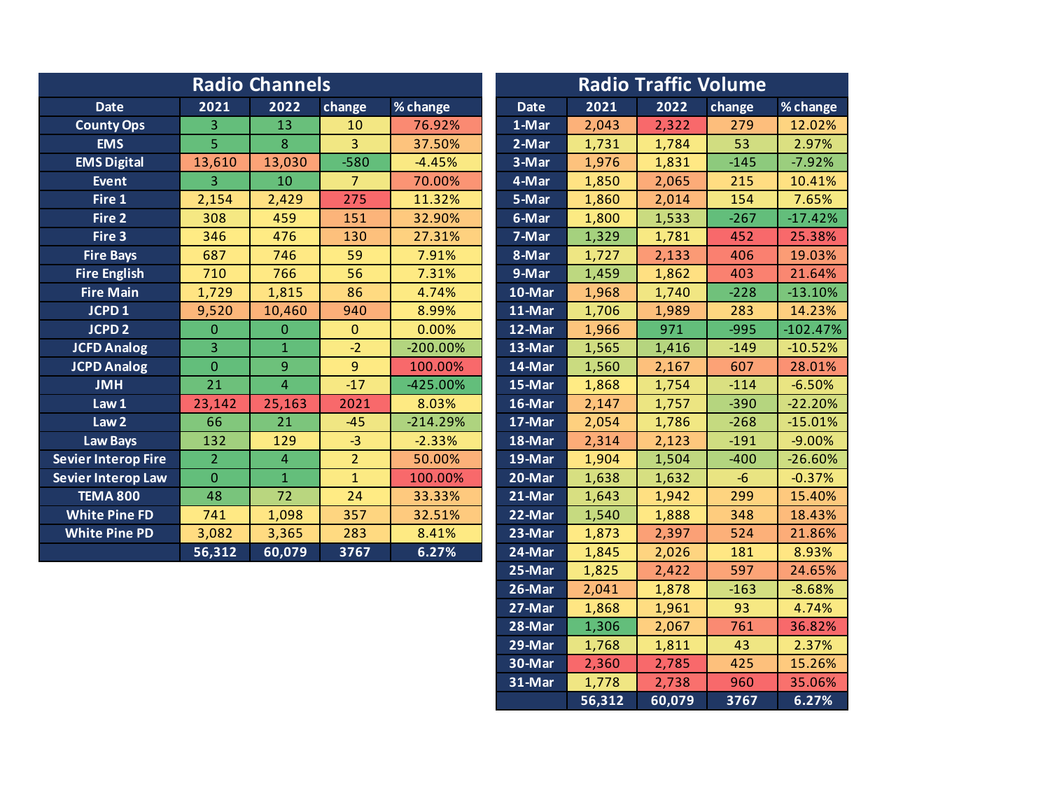## Radio Channels

| Date | 2021 | 2022 | change | % change |
|---|---|---|---|---|
| County Ops | 3 | 13 | 10 | 76.92% |
| EMS | 5 | 8 | 3 | 37.50% |
| EMS Digital | 13,610 | 13,030 | -580 | -4.45% |
| Event | 3 | 10 | 7 | 70.00% |
| Fire 1 | 2,154 | 2,429 | 275 | 11.32% |
| Fire 2 | 308 | 459 | 151 | 32.90% |
| Fire 3 | 346 | 476 | 130 | 27.31% |
| Fire Bays | 687 | 746 | 59 | 7.91% |
| Fire English | 710 | 766 | 56 | 7.31% |
| Fire Main | 1,729 | 1,815 | 86 | 4.74% |
| JCPD 1 | 9,520 | 10,460 | 940 | 8.99% |
| JCPD 2 | 0 | 0 | 0 | 0.00% |
| JCFD Analog | 3 | 1 | -2 | -200.00% |
| JCPD Analog | 0 | 9 | 9 | 100.00% |
| JMH | 21 | 4 | -17 | -425.00% |
| Law 1 | 23,142 | 25,163 | 2021 | 8.03% |
| Law 2 | 66 | 21 | -45 | -214.29% |
| Law Bays | 132 | 129 | -3 | -2.33% |
| Sevier Interop Fire | 2 | 4 | 2 | 50.00% |
| Sevier Interop Law | 0 | 1 | 1 | 100.00% |
| TEMA 800 | 48 | 72 | 24 | 33.33% |
| White Pine FD | 741 | 1,098 | 357 | 32.51% |
| White Pine PD | 3,082 | 3,365 | 283 | 8.41% |
| | 56,312 | 60,079 | 3767 | 6.27% |

## Radio Traffic Volume

| Date | 2021 | 2022 | change | % change |
|---|---|---|---|---|
| 1-Mar | 2,043 | 2,322 | 279 | 12.02% |
| 2-Mar | 1,731 | 1,784 | 53 | 2.97% |
| 3-Mar | 1,976 | 1,831 | -145 | -7.92% |
| 4-Mar | 1,850 | 2,065 | 215 | 10.41% |
| 5-Mar | 1,860 | 2,014 | 154 | 7.65% |
| 6-Mar | 1,800 | 1,533 | -267 | -17.42% |
| 7-Mar | 1,329 | 1,781 | 452 | 25.38% |
| 8-Mar | 1,727 | 2,133 | 406 | 19.03% |
| 9-Mar | 1,459 | 1,862 | 403 | 21.64% |
| 10-Mar | 1,968 | 1,740 | -228 | -13.10% |
| 11-Mar | 1,706 | 1,989 | 283 | 14.23% |
| 12-Mar | 1,966 | 971 | -995 | -102.47% |
| 13-Mar | 1,565 | 1,416 | -149 | -10.52% |
| 14-Mar | 1,560 | 2,167 | 607 | 28.01% |
| 15-Mar | 1,868 | 1,754 | -114 | -6.50% |
| 16-Mar | 2,147 | 1,757 | -390 | -22.20% |
| 17-Mar | 2,054 | 1,786 | -268 | -15.01% |
| 18-Mar | 2,314 | 2,123 | -191 | -9.00% |
| 19-Mar | 1,904 | 1,504 | -400 | -26.60% |
| 20-Mar | 1,638 | 1,632 | -6 | -0.37% |
| 21-Mar | 1,643 | 1,942 | 299 | 15.40% |
| 22-Mar | 1,540 | 1,888 | 348 | 18.43% |
| 23-Mar | 1,873 | 2,397 | 524 | 21.86% |
| 24-Mar | 1,845 | 2,026 | 181 | 8.93% |
| 25-Mar | 1,825 | 2,422 | 597 | 24.65% |
| 26-Mar | 2,041 | 1,878 | -163 | -8.68% |
| 27-Mar | 1,868 | 1,961 | 93 | 4.74% |
| 28-Mar | 1,306 | 2,067 | 761 | 36.82% |
| 29-Mar | 1,768 | 1,811 | 43 | 2.37% |
| 30-Mar | 2,360 | 2,785 | 425 | 15.26% |
| 31-Mar | 1,778 | 2,738 | 960 | 35.06% |
| | 56,312 | 60,079 | 3767 | 6.27% |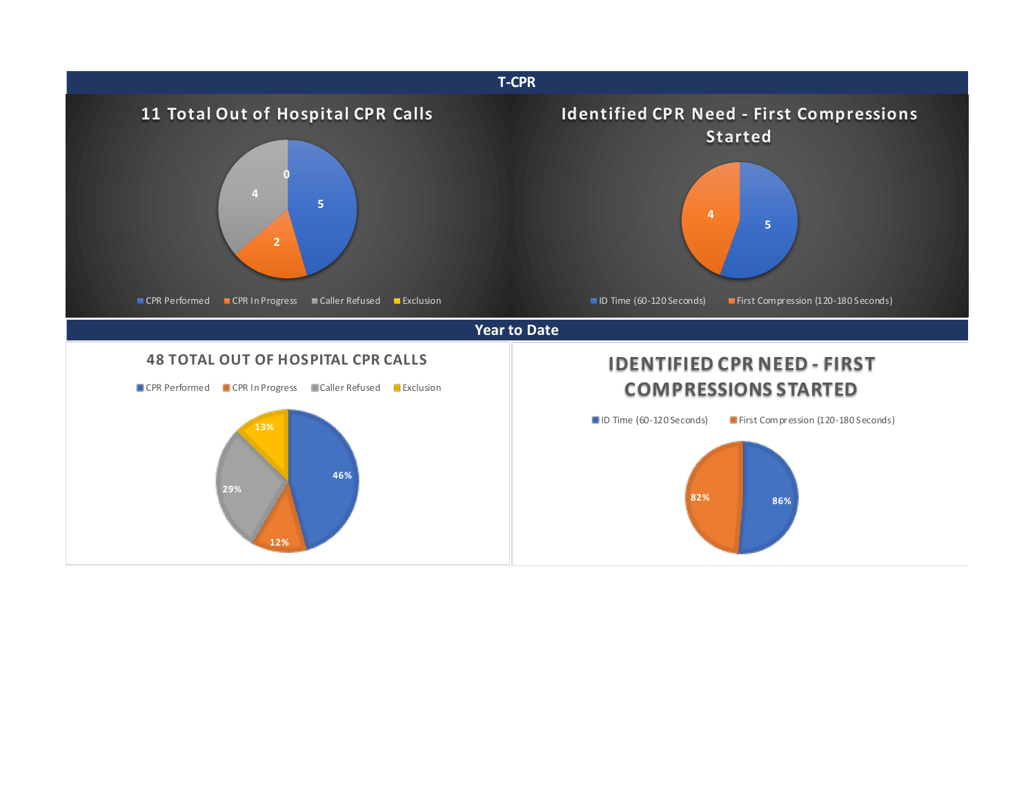## T-CPR

### 11 Total Out of Hospital CPR Calls

0
4
5
2

CPR Performed
CPR In Progress
Caller Refused
Exclusion

### Identified CPR Need - First Compressions Started

4
5

ID Time (60-120 Seconds)
First Compression (120-180 Seconds)

## Year to Date

### 48 TOTAL OUT OF HOSPITAL CPR CALLS

CPR Performed
CPR In Progress
Caller Refused
Exclusion

13%
46%
29%
12%

### IDENTIFIED CPR NEED - FIRST COMPRESSIONS STARTED

ID Time (60-120 Seconds)
First Compression (120-180 Seconds)

82%
86%